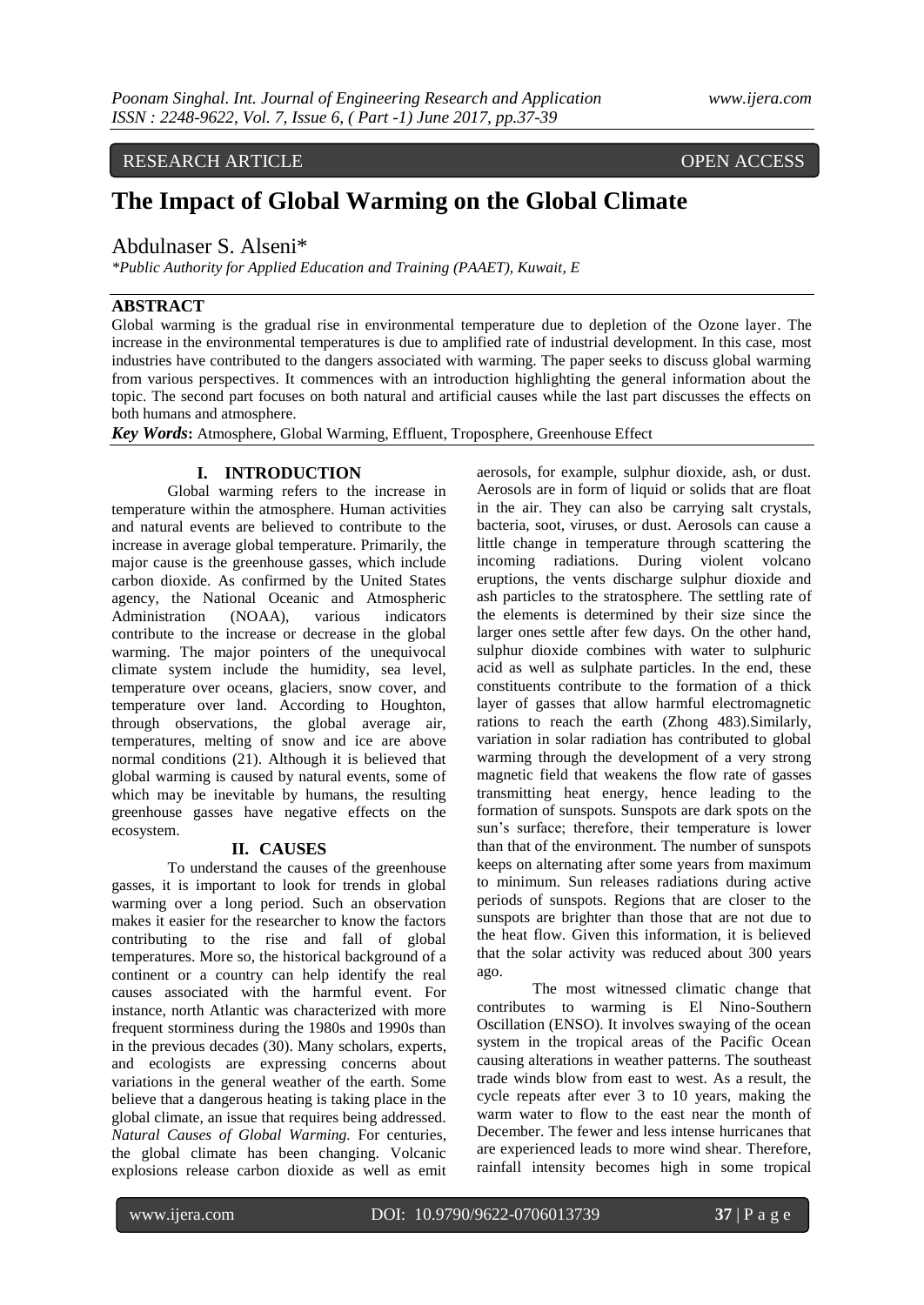RESEARCH ARTICLE OPEN ACCESS

# The Impact of Global Warming on the Global Climate

Abdulnaser S. Alseni*

*Public Authority for Applied Education and Training (PAAET), Kuwait, E*

## ABSTRACT

Global warming is the gradual rise in environmental temperature due to depletion of the Ozone layer. The increase in the environmental temperatures is due to amplified rate of industrial development. In this case, most industries have contributed to the dangers associated with warming. The paper seeks to discuss global warming from various perspectives. It commences with an introduction highlighting the general information about the topic. The second part focuses on both natural and artificial causes while the last part discusses the effects on both humans and atmosphere.

***Key Words*:** Atmosphere, Global Warming, Effluent, Troposphere, Greenhouse Effect

## I. INTRODUCTION

Global warming refers to the increase in temperature within the atmosphere. Human activities and natural events are believed to contribute to the increase in average global temperature. Primarily, the major cause is the greenhouse gasses, which include carbon dioxide. As confirmed by the United States agency, the National Oceanic and Atmospheric Administration (NOAA), various indicators contribute to the increase or decrease in the global warming. The major pointers of the unequivocal climate system include the humidity, sea level, temperature over oceans, glaciers, snow cover, and temperature over land. According to Houghton, through observations, the global average air, temperatures, melting of snow and ice are above normal conditions (21). Although it is believed that global warming is caused by natural events, some of which may be inevitable by humans, the resulting greenhouse gasses have negative effects on the ecosystem.

## II. CAUSES

To understand the causes of the greenhouse gasses, it is important to look for trends in global warming over a long period. Such an observation makes it easier for the researcher to know the factors contributing to the rise and fall of global temperatures. More so, the historical background of a continent or a country can help identify the real causes associated with the harmful event. For instance, north Atlantic was characterized with more frequent storminess during the 1980s and 1990s than in the previous decades (30). Many scholars, experts, and ecologists are expressing concerns about variations in the general weather of the earth. Some believe that a dangerous heating is taking place in the global climate, an issue that requires being addressed.

*Natural Causes of Global Warming.* For centuries, the global climate has been changing. Volcanic explosions release carbon dioxide as well as emit aerosols, for example, sulphur dioxide, ash, or dust. Aerosols are in form of liquid or solids that are float in the air. They can also be carrying salt crystals, bacteria, soot, viruses, or dust. Aerosols can cause a little change in temperature through scattering the incoming radiations. During violent volcano eruptions, the vents discharge sulphur dioxide and ash particles to the stratosphere. The settling rate of the elements is determined by their size since the larger ones settle after few days. On the other hand, sulphur dioxide combines with water to sulphuric acid as well as sulphate particles. In the end, these constituents contribute to the formation of a thick layer of gasses that allow harmful electromagnetic rations to reach the earth (Zhong 483).Similarly, variation in solar radiation has contributed to global warming through the development of a very strong magnetic field that weakens the flow rate of gasses transmitting heat energy, hence leading to the formation of sunspots. Sunspots are dark spots on the sun's surface; therefore, their temperature is lower than that of the environment. The number of sunspots keeps on alternating after some years from maximum to minimum. Sun releases radiations during active periods of sunspots. Regions that are closer to the sunspots are brighter than those that are not due to the heat flow. Given this information, it is believed that the solar activity was reduced about 300 years ago.

The most witnessed climatic change that contributes to warming is El Nino-Southern Oscillation (ENSO). It involves swaying of the ocean system in the tropical areas of the Pacific Ocean causing alterations in weather patterns. The southeast trade winds blow from east to west. As a result, the cycle repeats after ever 3 to 10 years, making the warm water to flow to the east near the month of December. The fewer and less intense hurricanes that are experienced leads to more wind shear. Therefore, rainfall intensity becomes high in some tropical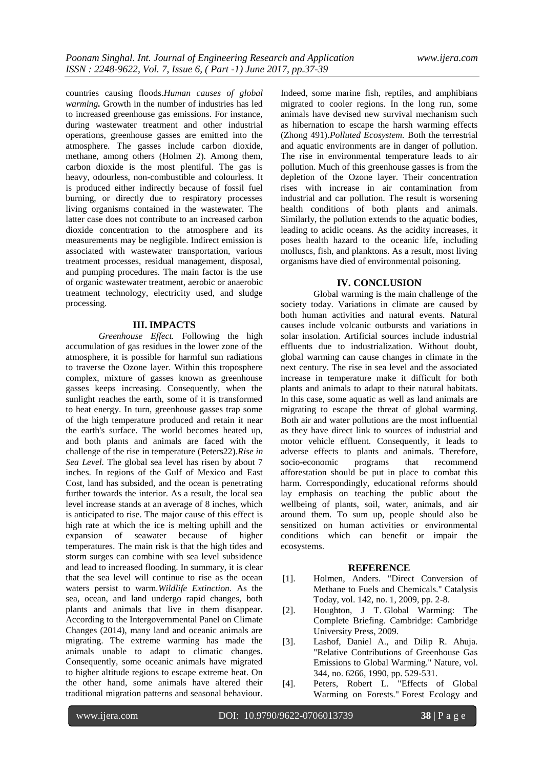countries causing floods.*Human causes of global warming.* Growth in the number of industries has led to increased greenhouse gas emissions. For instance, during wastewater treatment and other industrial operations, greenhouse gasses are emitted into the atmosphere. The gasses include carbon dioxide, methane, among others (Holmen 2). Among them, carbon dioxide is the most plentiful. The gas is heavy, odourless, non-combustible and colourless. It is produced either indirectly because of fossil fuel burning, or directly due to respiratory processes living organisms contained in the wastewater. The latter case does not contribute to an increased carbon dioxide concentration to the atmosphere and its measurements may be negligible. Indirect emission is associated with wastewater transportation, various treatment processes, residual management, disposal, and pumping procedures. The main factor is the use of organic wastewater treatment, aerobic or anaerobic treatment technology, electricity used, and sludge processing.

## III. IMPACTS

*Greenhouse Effect.* Following the high accumulation of gas residues in the lower zone of the atmosphere, it is possible for harmful sun radiations to traverse the Ozone layer. Within this troposphere complex, mixture of gasses known as greenhouse gasses keeps increasing. Consequently, when the sunlight reaches the earth, some of it is transformed to heat energy. In turn, greenhouse gasses trap some of the high temperature produced and retain it near the earth's surface. The world becomes heated up, and both plants and animals are faced with the challenge of the rise in temperature (Peters22).*Rise in Sea Level.* The global sea level has risen by about 7 inches. In regions of the Gulf of Mexico and East Cost, land has subsided, and the ocean is penetrating further towards the interior. As a result, the local sea level increase stands at an average of 8 inches, which is anticipated to rise. The major cause of this effect is high rate at which the ice is melting uphill and the expansion of seawater because of higher temperatures. The main risk is that the high tides and storm surges can combine with sea level subsidence and lead to increased flooding. In summary, it is clear that the sea level will continue to rise as the ocean waters persist to warm.*Wildlife Extinction.* As the sea, ocean, and land undergo rapid changes, both plants and animals that live in them disappear. According to the Intergovernmental Panel on Climate Changes (2014), many land and oceanic animals are migrating. The extreme warming has made the animals unable to adapt to climatic changes. Consequently, some oceanic animals have migrated to higher altitude regions to escape extreme heat. On the other hand, some animals have altered their traditional migration patterns and seasonal behaviour. Indeed, some marine fish, reptiles, and amphibians migrated to cooler regions. In the long run, some animals have devised new survival mechanism such as hibernation to escape the harsh warming effects (Zhong 491).*Polluted Ecosystem.* Both the terrestrial and aquatic environments are in danger of pollution. The rise in environmental temperature leads to air pollution. Much of this greenhouse gasses is from the depletion of the Ozone layer. Their concentration rises with increase in air contamination from industrial and car pollution. The result is worsening health conditions of both plants and animals. Similarly, the pollution extends to the aquatic bodies, leading to acidic oceans. As the acidity increases, it poses health hazard to the oceanic life, including molluscs, fish, and planktons. As a result, most living organisms have died of environmental poisoning.

## IV. CONCLUSION

Global warming is the main challenge of the society today. Variations in climate are caused by both human activities and natural events. Natural causes include volcanic outbursts and variations in solar insolation. Artificial sources include industrial effluents due to industrialization. Without doubt, global warming can cause changes in climate in the next century. The rise in sea level and the associated increase in temperature make it difficult for both plants and animals to adapt to their natural habitats. In this case, some aquatic as well as land animals are migrating to escape the threat of global warming. Both air and water pollutions are the most influential as they have direct link to sources of industrial and motor vehicle effluent. Consequently, it leads to adverse effects to plants and animals. Therefore, socio-economic programs that recommend afforestation should be put in place to combat this harm. Correspondingly, educational reforms should lay emphasis on teaching the public about the wellbeing of plants, soil, water, animals, and air around them. To sum up, people should also be sensitized on human activities or environmental conditions which can benefit or impair the ecosystems.

## REFERENCE

[1]. Holmen, Anders. "Direct Conversion of Methane to Fuels and Chemicals." Catalysis Today, vol. 142, no. 1, 2009, pp. 2-8.

[2]. Houghton, J T. Global Warming: The Complete Briefing. Cambridge: Cambridge University Press, 2009.

[3]. Lashof, Daniel A., and Dilip R. Ahuja. "Relative Contributions of Greenhouse Gas Emissions to Global Warming." Nature, vol. 344, no. 6266, 1990, pp. 529-531.

[4]. Peters, Robert L. "Effects of Global Warming on Forests." Forest Ecology and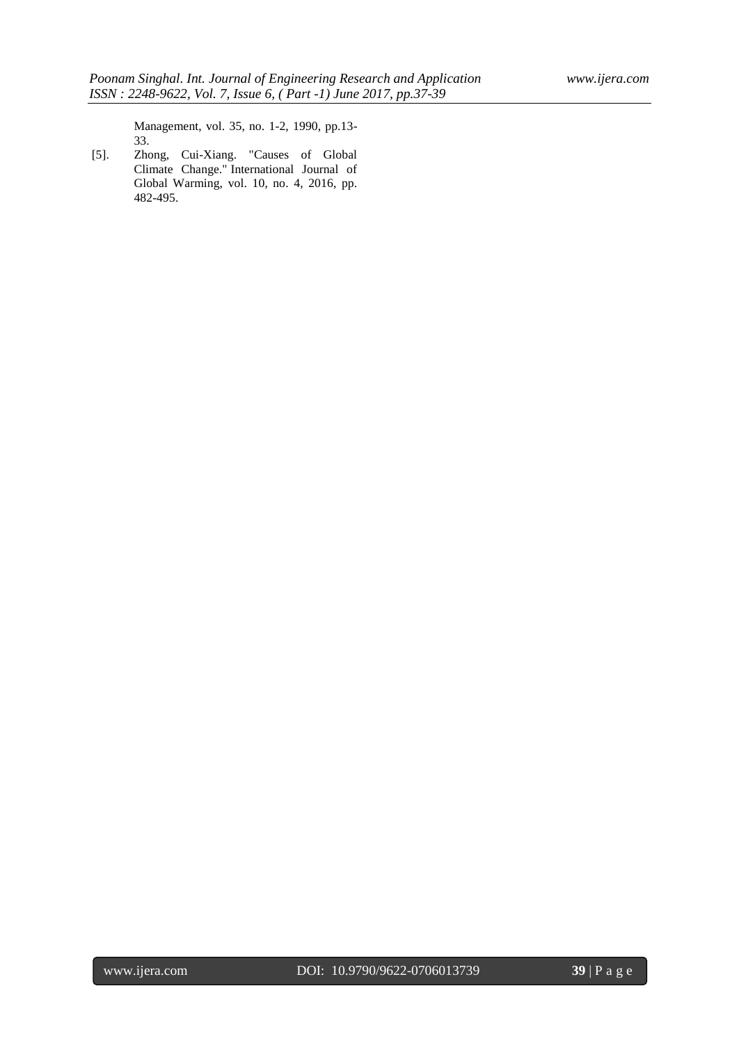Management, vol. 35, no. 1-2, 1990, pp.13-33.

[5]. Zhong, Cui-Xiang. "Causes of Global Climate Change." International Journal of Global Warming, vol. 10, no. 4, 2016, pp. 482-495.